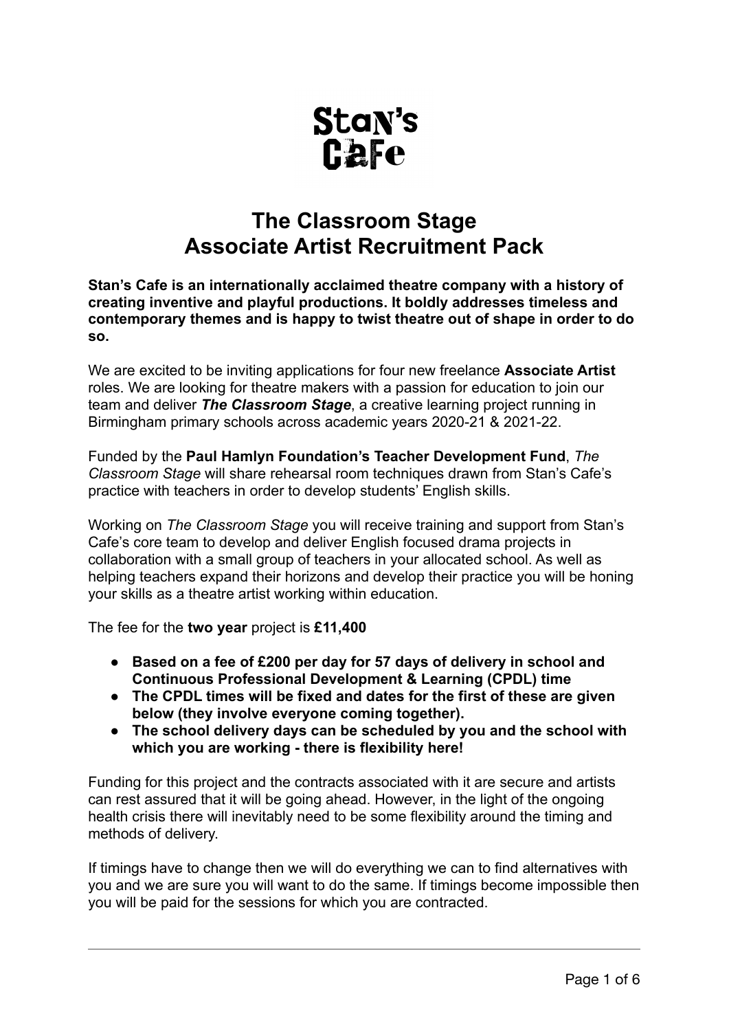Stan's Cafe

# The Classroom Stage
# Associate Artist Recruitment Pack

**Stan's Cafe is an internationally acclaimed theatre company with a history of creating inventive and playful productions. It boldly addresses timeless and contemporary themes and is happy to twist theatre out of shape in order to do so.**

We are excited to be inviting applications for four new freelance **Associate Artist** roles. We are looking for theatre makers with a passion for education to join our team and deliver ***The Classroom Stage***, a creative learning project running in Birmingham primary schools across academic years 2020-21 & 2021-22.

Funded by the **Paul Hamlyn Foundation's Teacher Development Fund**, *The Classroom Stage* will share rehearsal room techniques drawn from Stan's Cafe's practice with teachers in order to develop students' English skills.

Working on *The Classroom Stage* you will receive training and support from Stan's Cafe's core team to develop and deliver English focused drama projects in collaboration with a small group of teachers in your allocated school. As well as helping teachers expand their horizons and develop their practice you will be honing your skills as a theatre artist working within education.

The fee for the **two year** project is **£11,400**

- **Based on a fee of £200 per day for 57 days of delivery in school and Continuous Professional Development & Learning (CPDL) time**
- **The CPDL times will be fixed and dates for the first of these are given below (they involve everyone coming together).**
- **The school delivery days can be scheduled by you and the school with which you are working - there is flexibility here!**

Funding for this project and the contracts associated with it are secure and artists can rest assured that it will be going ahead. However, in the light of the ongoing health crisis there will inevitably need to be some flexibility around the timing and methods of delivery.

If timings have to change then we will do everything we can to find alternatives with you and we are sure you will want to do the same. If timings become impossible then you will be paid for the sessions for which you are contracted.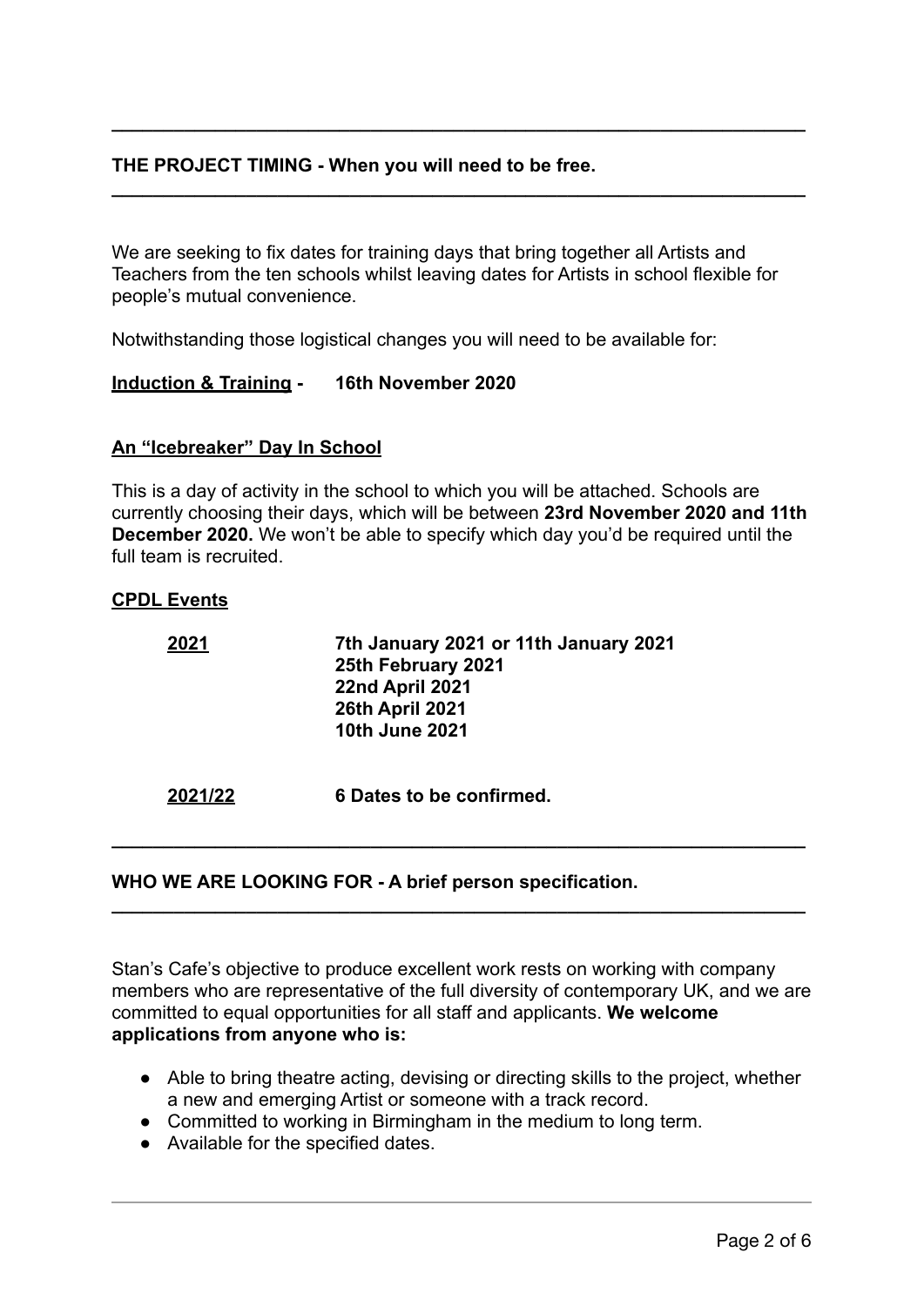---

## THE PROJECT TIMING - When you will need to be free.

---

We are seeking to fix dates for training days that bring together all Artists and Teachers from the ten schools whilst leaving dates for Artists in school flexible for people's mutual convenience.

Notwithstanding those logistical changes you will need to be available for:

**Induction & Training -** **16th November 2020**

### An "Icebreaker" Day In School

This is a day of activity in the school to which you will be attached. Schools are currently choosing their days, which will be between **23rd November 2020 and 11th December 2020.** We won't be able to specify which day you'd be required until the full team is recruited.

### CPDL Events

**2021**
- **7th January 2021 or 11th January 2021**
- **25th February 2021**
- **22nd April 2021**
- **26th April 2021**
- **10th June 2021**

**2021/22** **6 Dates to be confirmed.**

---

## WHO WE ARE LOOKING FOR - A brief person specification.

---

Stan's Cafe's objective to produce excellent work rests on working with company members who are representative of the full diversity of contemporary UK, and we are committed to equal opportunities for all staff and applicants. **We welcome applications from anyone who is:**

- Able to bring theatre acting, devising or directing skills to the project, whether a new and emerging Artist or someone with a track record.
- Committed to working in Birmingham in the medium to long term.
- Available for the specified dates.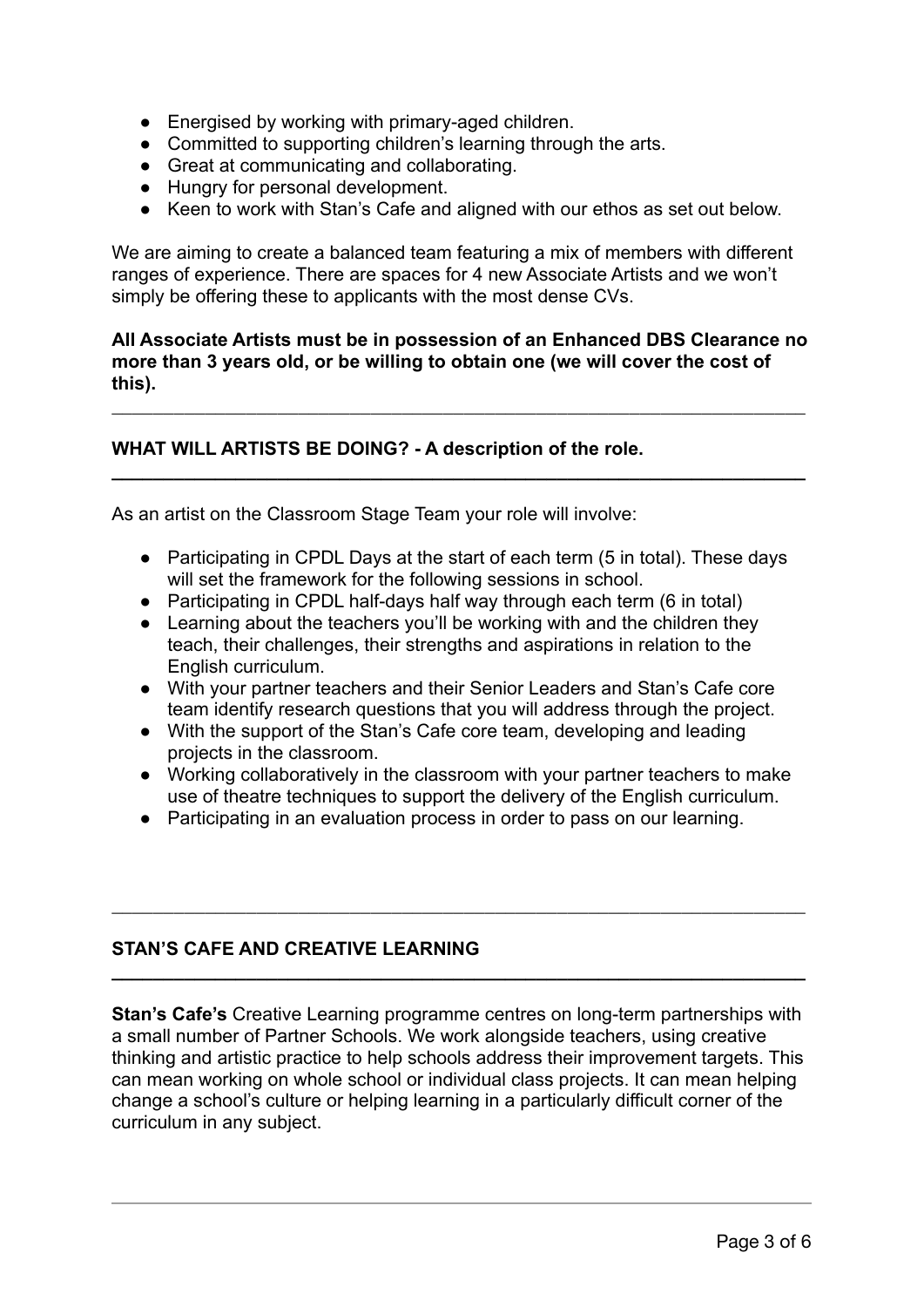- Energised by working with primary-aged children.
- Committed to supporting children's learning through the arts.
- Great at communicating and collaborating.
- Hungry for personal development.
- Keen to work with Stan's Cafe and aligned with our ethos as set out below.

We are aiming to create a balanced team featuring a mix of members with different ranges of experience. There are spaces for 4 new Associate Artists and we won't simply be offering these to applicants with the most dense CVs.

**All Associate Artists must be in possession of an Enhanced DBS Clearance no more than 3 years old, or be willing to obtain one (we will cover the cost of this).**

---

## WHAT WILL ARTISTS BE DOING? - A description of the role.

---

As an artist on the Classroom Stage Team your role will involve:

- Participating in CPDL Days at the start of each term (5 in total). These days will set the framework for the following sessions in school.
- Participating in CPDL half-days half way through each term (6 in total)
- Learning about the teachers you'll be working with and the children they teach, their challenges, their strengths and aspirations in relation to the English curriculum.
- With your partner teachers and their Senior Leaders and Stan's Cafe core team identify research questions that you will address through the project.
- With the support of the Stan's Cafe core team, developing and leading projects in the classroom.
- Working collaboratively in the classroom with your partner teachers to make use of theatre techniques to support the delivery of the English curriculum.
- Participating in an evaluation process in order to pass on our learning.

---

## STAN'S CAFE AND CREATIVE LEARNING

---

**Stan's Cafe's** Creative Learning programme centres on long-term partnerships with a small number of Partner Schools. We work alongside teachers, using creative thinking and artistic practice to help schools address their improvement targets. This can mean working on whole school or individual class projects. It can mean helping change a school's culture or helping learning in a particularly difficult corner of the curriculum in any subject.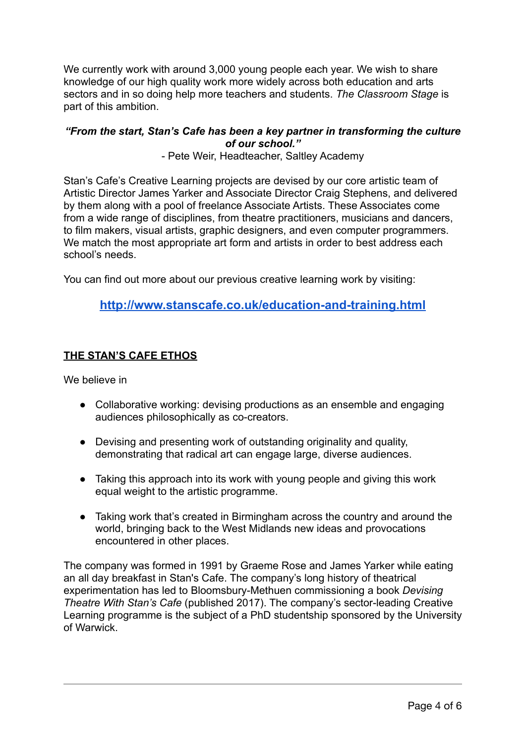We currently work with around 3,000 young people each year. We wish to share knowledge of our high quality work more widely across both education and arts sectors and in so doing help more teachers and students. *The Classroom Stage* is part of this ambition.

***"From the start, Stan's Cafe has been a key partner in transforming the culture of our school."***

- Pete Weir, Headteacher, Saltley Academy

Stan's Cafe's Creative Learning projects are devised by our core artistic team of Artistic Director James Yarker and Associate Director Craig Stephens, and delivered by them along with a pool of freelance Associate Artists. These Associates come from a wide range of disciplines, from theatre practitioners, musicians and dancers, to film makers, visual artists, graphic designers, and even computer programmers. We match the most appropriate art form and artists in order to best address each school's needs.

You can find out more about our previous creative learning work by visiting:

**[http://www.stanscafe.co.uk/education-and-training.html](http://www.stanscafe.co.uk/education-and-training.html)**

## THE STAN'S CAFE ETHOS

We believe in

- Collaborative working: devising productions as an ensemble and engaging audiences philosophically as co-creators.
- Devising and presenting work of outstanding originality and quality, demonstrating that radical art can engage large, diverse audiences.
- Taking this approach into its work with young people and giving this work equal weight to the artistic programme.
- Taking work that's created in Birmingham across the country and around the world, bringing back to the West Midlands new ideas and provocations encountered in other places.

The company was formed in 1991 by Graeme Rose and James Yarker while eating an all day breakfast in Stan's Cafe. The company's long history of theatrical experimentation has led to Bloomsbury-Methuen commissioning a book *Devising Theatre With Stan's Cafe* (published 2017). The company's sector-leading Creative Learning programme is the subject of a PhD studentship sponsored by the University of Warwick.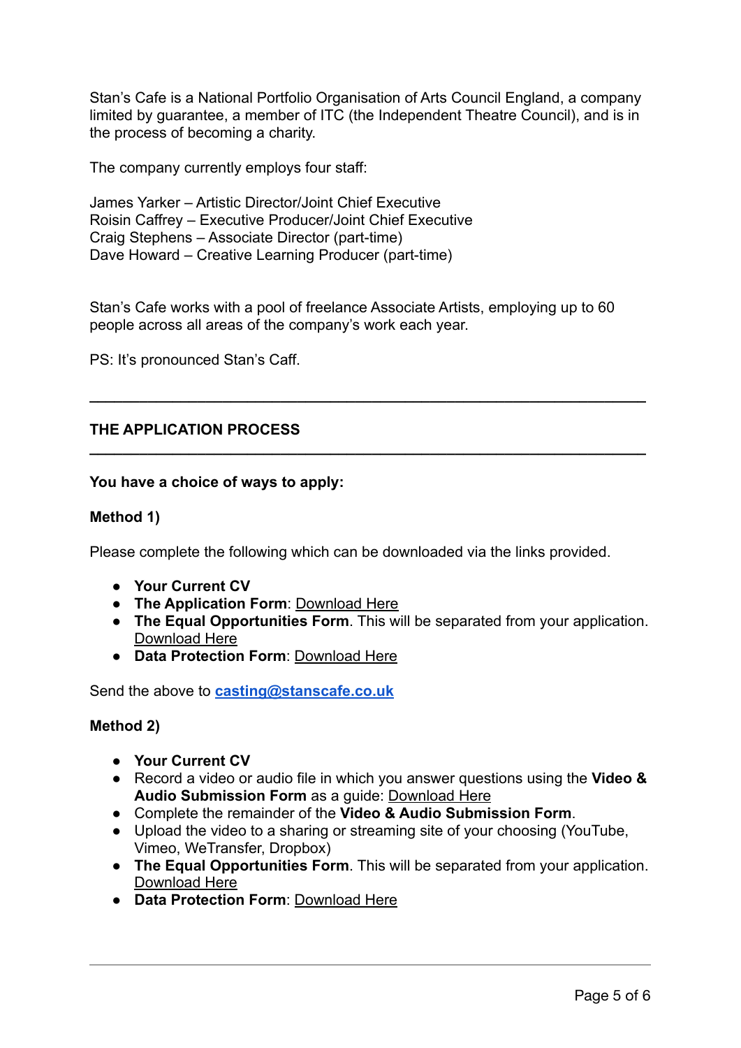Stan's Cafe is a National Portfolio Organisation of Arts Council England, a company limited by guarantee, a member of ITC (the Independent Theatre Council), and is in the process of becoming a charity.

The company currently employs four staff:

James Yarker – Artistic Director/Joint Chief Executive
Roisin Caffrey – Executive Producer/Joint Chief Executive
Craig Stephens – Associate Director (part-time)
Dave Howard – Creative Learning Producer (part-time)

Stan's Cafe works with a pool of freelance Associate Artists, employing up to 60 people across all areas of the company's work each year.

PS: It's pronounced Stan's Caff.

---

## THE APPLICATION PROCESS

---

**You have a choice of ways to apply:**

**Method 1)**

Please complete the following which can be downloaded via the links provided.

- **Your Current CV**
- **The Application Form**: Download Here
- **The Equal Opportunities Form**. This will be separated from your application. Download Here
- **Data Protection Form**: Download Here

Send the above to **casting@stanscafe.co.uk**

**Method 2)**

- **Your Current CV**
- Record a video or audio file in which you answer questions using the **Video & Audio Submission Form** as a guide: Download Here
- Complete the remainder of the **Video & Audio Submission Form**.
- Upload the video to a sharing or streaming site of your choosing (YouTube, Vimeo, WeTransfer, Dropbox)
- **The Equal Opportunities Form**. This will be separated from your application. Download Here
- **Data Protection Form**: Download Here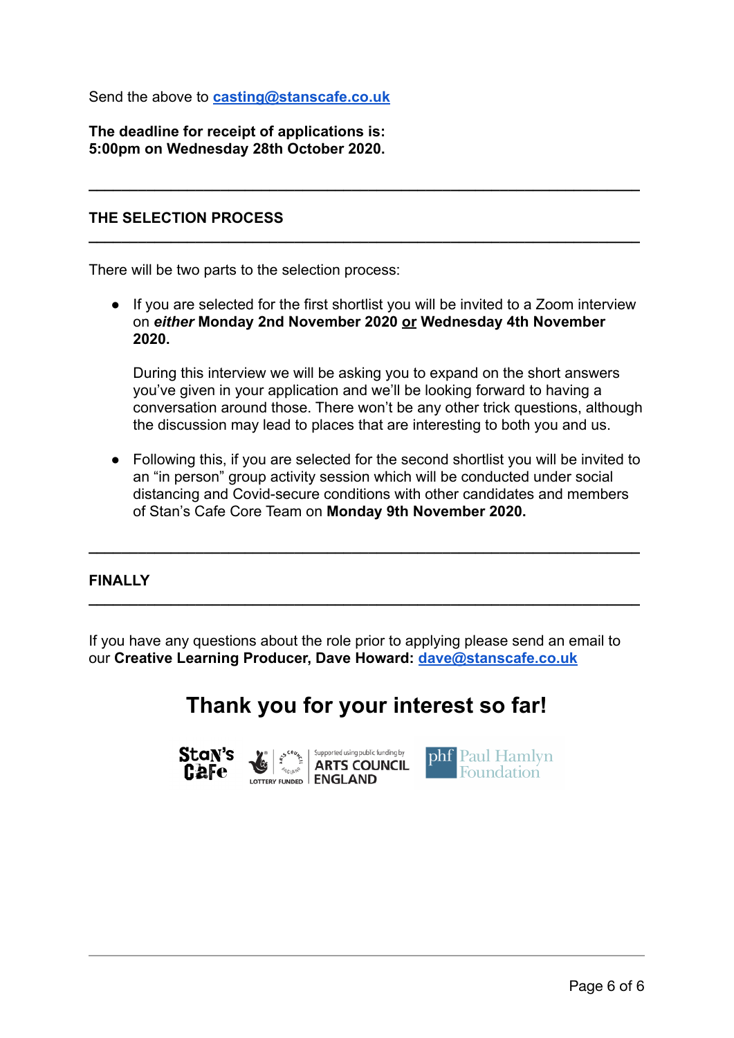Send the above to [casting@stanscafe.co.uk](mailto:casting@stanscafe.co.uk)

**The deadline for receipt of applications is:**
**5:00pm on Wednesday 28th October 2020.**

---

## THE SELECTION PROCESS

---

There will be two parts to the selection process:

- If you are selected for the first shortlist you will be invited to a Zoom interview on ***either*** **Monday 2nd November 2020** **<u>or</u>** **Wednesday 4th November 2020.**

  During this interview we will be asking you to expand on the short answers you've given in your application and we'll be looking forward to having a conversation around those. There won't be any other trick questions, although the discussion may lead to places that are interesting to both you and us.

- Following this, if you are selected for the second shortlist you will be invited to an "in person" group activity session which will be conducted under social distancing and Covid-secure conditions with other candidates and members of Stan's Cafe Core Team on **Monday 9th November 2020.**

---

## FINALLY

---

If you have any questions about the role prior to applying please send an email to our **Creative Learning Producer, Dave Howard:** [dave@stanscafe.co.uk](mailto:dave@stanscafe.co.uk)

# Thank you for your interest so far!

Stan's Cafe

LOTTERY FUNDED

Supported using public funding by ARTS COUNCIL ENGLAND

phf Paul Hamlyn Foundation